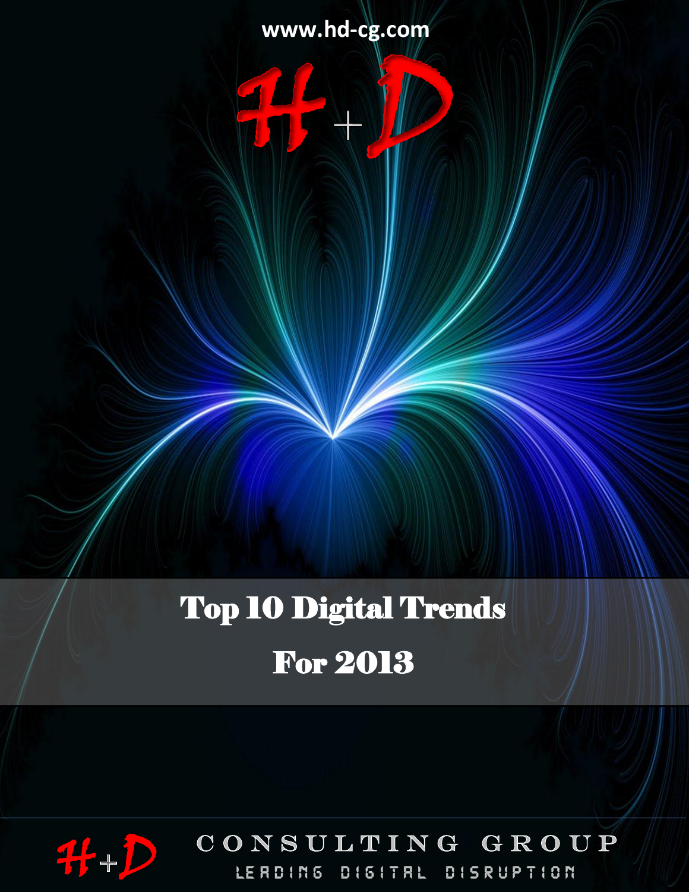www.hd-cg.com

H+D

# Top 10 Digital Trends For 2013

H+D CONSULTING GROUP

LEADING DIGITAL DISRUPTION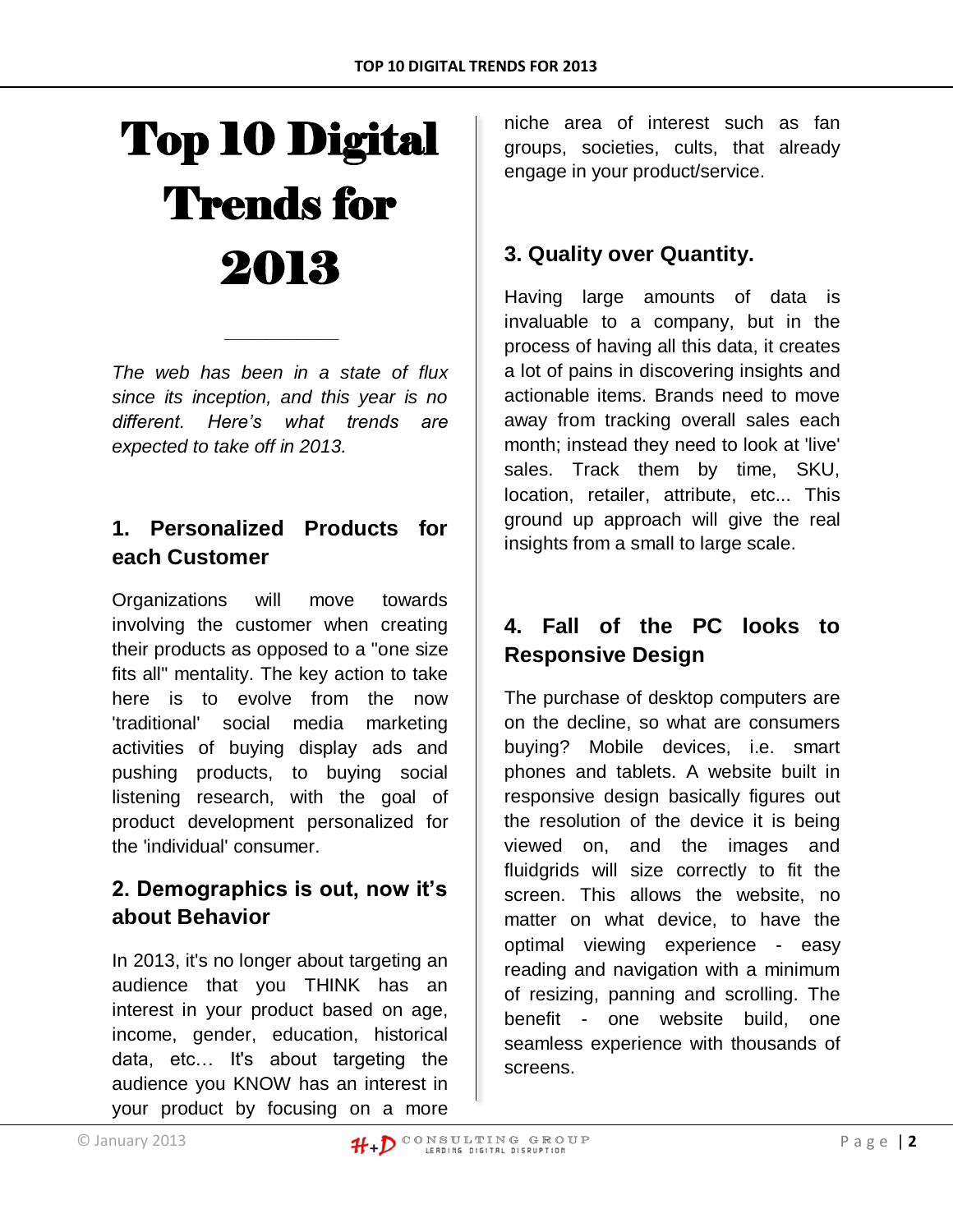# Top 10 Digital Trends for 2013

---

*The web has been in a state of flux since its inception, and this year is no different. Here's what trends are expected to take off in 2013.*

## 1. Personalized Products for each Customer

Organizations will move towards involving the customer when creating their products as opposed to a "one size fits all" mentality. The key action to take here is to evolve from the now 'traditional' social media marketing activities of buying display ads and pushing products, to buying social listening research, with the goal of product development personalized for the 'individual' consumer.

## 2. Demographics is out, now it's about Behavior

In 2013, it's no longer about targeting an audience that you THINK has an interest in your product based on age, income, gender, education, historical data, etc… It's about targeting the audience you KNOW has an interest in your product by focusing on a more niche area of interest such as fan groups, societies, cults, that already engage in your product/service.

## 3. Quality over Quantity.

Having large amounts of data is invaluable to a company, but in the process of having all this data, it creates a lot of pains in discovering insights and actionable items. Brands need to move away from tracking overall sales each month; instead they need to look at 'live' sales. Track them by time, SKU, location, retailer, attribute, etc... This ground up approach will give the real insights from a small to large scale.

## 4. Fall of the PC looks to Responsive Design

The purchase of desktop computers are on the decline, so what are consumers buying? Mobile devices, i.e. smart phones and tablets. A website built in responsive design basically figures out the resolution of the device it is being viewed on, and the images and fluidgrids will size correctly to fit the screen. This allows the website, no matter on what device, to have the optimal viewing experience - easy reading and navigation with a minimum of resizing, panning and scrolling. The benefit - one website build, one seamless experience with thousands of screens.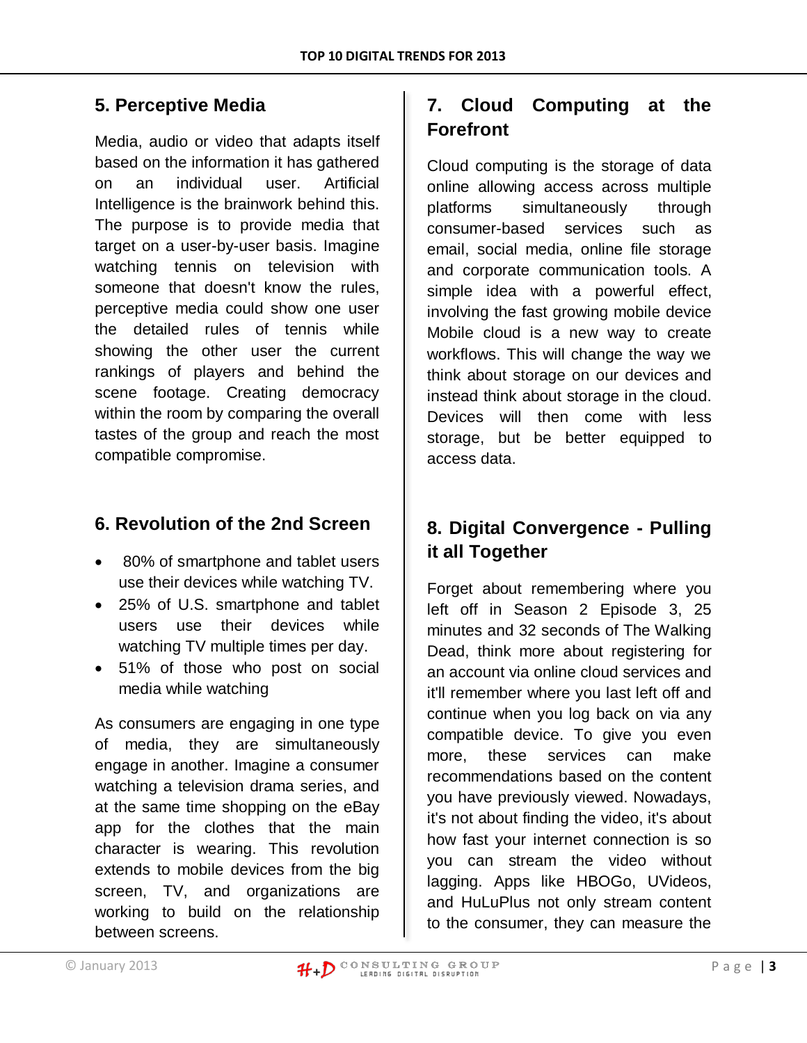## 5. Perceptive Media

Media, audio or video that adapts itself based on the information it has gathered on an individual user. Artificial Intelligence is the brainwork behind this. The purpose is to provide media that target on a user-by-user basis. Imagine watching tennis on television with someone that doesn't know the rules, perceptive media could show one user the detailed rules of tennis while showing the other user the current rankings of players and behind the scene footage. Creating democracy within the room by comparing the overall tastes of the group and reach the most compatible compromise.

## 6. Revolution of the 2nd Screen

- 80% of smartphone and tablet users use their devices while watching TV.
- 25% of U.S. smartphone and tablet users use their devices while watching TV multiple times per day.
- 51% of those who post on social media while watching

As consumers are engaging in one type of media, they are simultaneously engage in another. Imagine a consumer watching a television drama series, and at the same time shopping on the eBay app for the clothes that the main character is wearing. This revolution extends to mobile devices from the big screen, TV, and organizations are working to build on the relationship between screens.

## 7. Cloud Computing at the Forefront

Cloud computing is the storage of data online allowing access across multiple platforms simultaneously through consumer-based services such as email, social media, online file storage and corporate communication tools. A simple idea with a powerful effect, involving the fast growing mobile device Mobile cloud is a new way to create workflows. This will change the way we think about storage on our devices and instead think about storage in the cloud. Devices will then come with less storage, but be better equipped to access data.

## 8. Digital Convergence - Pulling it all Together

Forget about remembering where you left off in Season 2 Episode 3, 25 minutes and 32 seconds of The Walking Dead, think more about registering for an account via online cloud services and it'll remember where you last left off and continue when you log back on via any compatible device. To give you even more, these services can make recommendations based on the content you have previously viewed. Nowadays, it's not about finding the video, it's about how fast your internet connection is so you can stream the video without lagging. Apps like HBOGo, UVideos, and HuLuPlus not only stream content to the consumer, they can measure the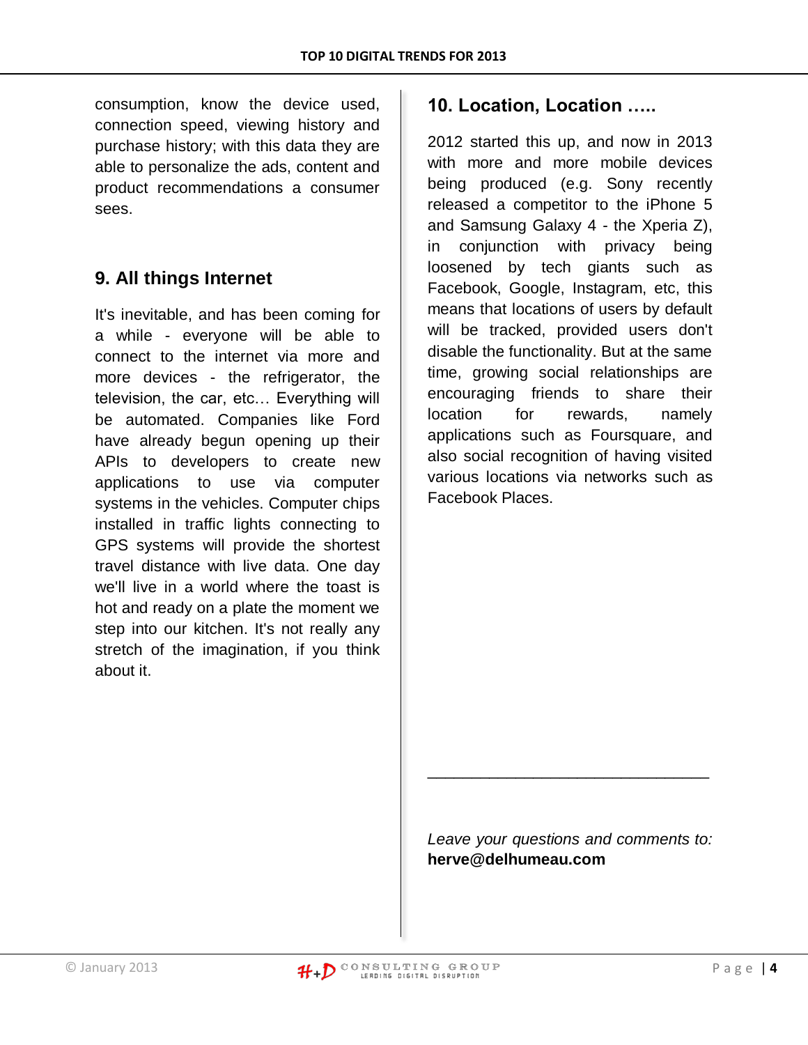consumption, know the device used, connection speed, viewing history and purchase history; with this data they are able to personalize the ads, content and product recommendations a consumer sees.

## 9. All things Internet

It's inevitable, and has been coming for a while - everyone will be able to connect to the internet via more and more devices - the refrigerator, the television, the car, etc… Everything will be automated. Companies like Ford have already begun opening up their APIs to developers to create new applications to use via computer systems in the vehicles. Computer chips installed in traffic lights connecting to GPS systems will provide the shortest travel distance with live data. One day we'll live in a world where the toast is hot and ready on a plate the moment we step into our kitchen. It's not really any stretch of the imagination, if you think about it.

## 10. Location, Location …..

2012 started this up, and now in 2013 with more and more mobile devices being produced (e.g. Sony recently released a competitor to the iPhone 5 and Samsung Galaxy 4 - the Xperia Z), in conjunction with privacy being loosened by tech giants such as Facebook, Google, Instagram, etc, this means that locations of users by default will be tracked, provided users don't disable the functionality. But at the same time, growing social relationships are encouraging friends to share their location for rewards, namely applications such as Foursquare, and also social recognition of having visited various locations via networks such as Facebook Places.

---

*Leave your questions and comments to:*
**herve@delhumeau.com**